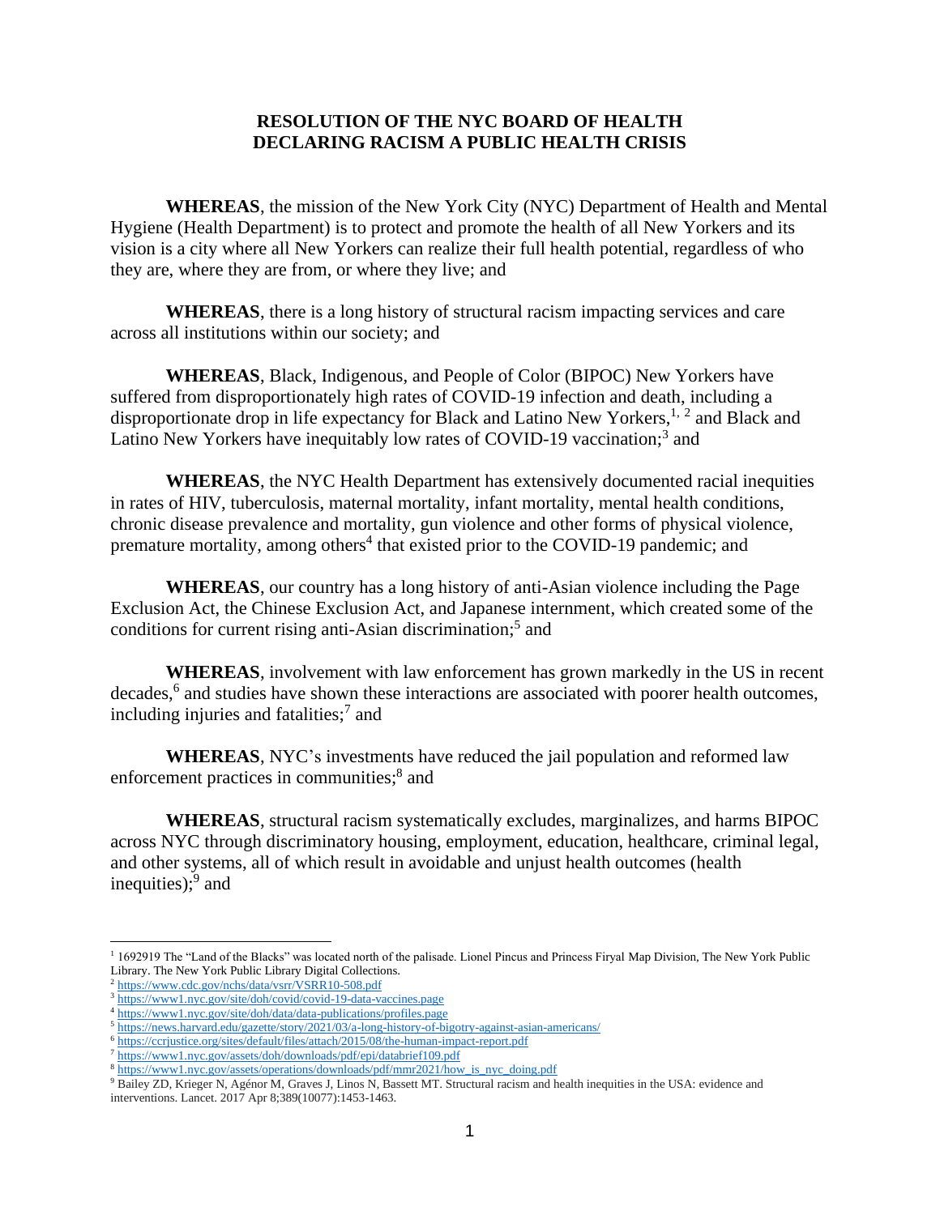# RESOLUTION OF THE NYC BOARD OF HEALTH DECLARING RACISM A PUBLIC HEALTH CRISIS

**WHEREAS**, the mission of the New York City (NYC) Department of Health and Mental Hygiene (Health Department) is to protect and promote the health of all New Yorkers and its vision is a city where all New Yorkers can realize their full health potential, regardless of who they are, where they are from, or where they live; and

**WHEREAS**, there is a long history of structural racism impacting services and care across all institutions within our society; and

**WHEREAS**, Black, Indigenous, and People of Color (BIPOC) New Yorkers have suffered from disproportionately high rates of COVID-19 infection and death, including a disproportionate drop in life expectancy for Black and Latino New Yorkers,[1, 2] and Black and Latino New Yorkers have inequitably low rates of COVID-19 vaccination;[3] and

**WHEREAS**, the NYC Health Department has extensively documented racial inequities in rates of HIV, tuberculosis, maternal mortality, infant mortality, mental health conditions, chronic disease prevalence and mortality, gun violence and other forms of physical violence, premature mortality, among others[4] that existed prior to the COVID-19 pandemic; and

**WHEREAS**, our country has a long history of anti-Asian violence including the Page Exclusion Act, the Chinese Exclusion Act, and Japanese internment, which created some of the conditions for current rising anti-Asian discrimination;[5] and

**WHEREAS**, involvement with law enforcement has grown markedly in the US in recent decades,[6] and studies have shown these interactions are associated with poorer health outcomes, including injuries and fatalities;[7] and

**WHEREAS**, NYC's investments have reduced the jail population and reformed law enforcement practices in communities;[8] and

**WHEREAS**, structural racism systematically excludes, marginalizes, and harms BIPOC across NYC through discriminatory housing, employment, education, healthcare, criminal legal, and other systems, all of which result in avoidable and unjust health outcomes (health inequities);[9] and

---

[1] 1692919 The "Land of the Blacks" was located north of the palisade. Lionel Pincus and Princess Firyal Map Division, The New York Public Library. The New York Public Library Digital Collections.

[2] https://www.cdc.gov/nchs/data/vsrr/VSRR10-508.pdf

[3] https://www1.nyc.gov/site/doh/covid/covid-19-data-vaccines.page

[4] https://www1.nyc.gov/site/doh/data/data-publications/profiles.page

[5] https://news.harvard.edu/gazette/story/2021/03/a-long-history-of-bigotry-against-asian-americans/

[6] https://ccrjustice.org/sites/default/files/attach/2015/08/the-human-impact-report.pdf

[7] https://www1.nyc.gov/assets/doh/downloads/pdf/epi/databrief109.pdf

[8] https://www1.nyc.gov/assets/operations/downloads/pdf/mmr2021/how_is_nyc_doing.pdf

[9] Bailey ZD, Krieger N, Agénor M, Graves J, Linos N, Bassett MT. Structural racism and health inequities in the USA: evidence and interventions. Lancet. 2017 Apr 8;389(10077):1453-1463.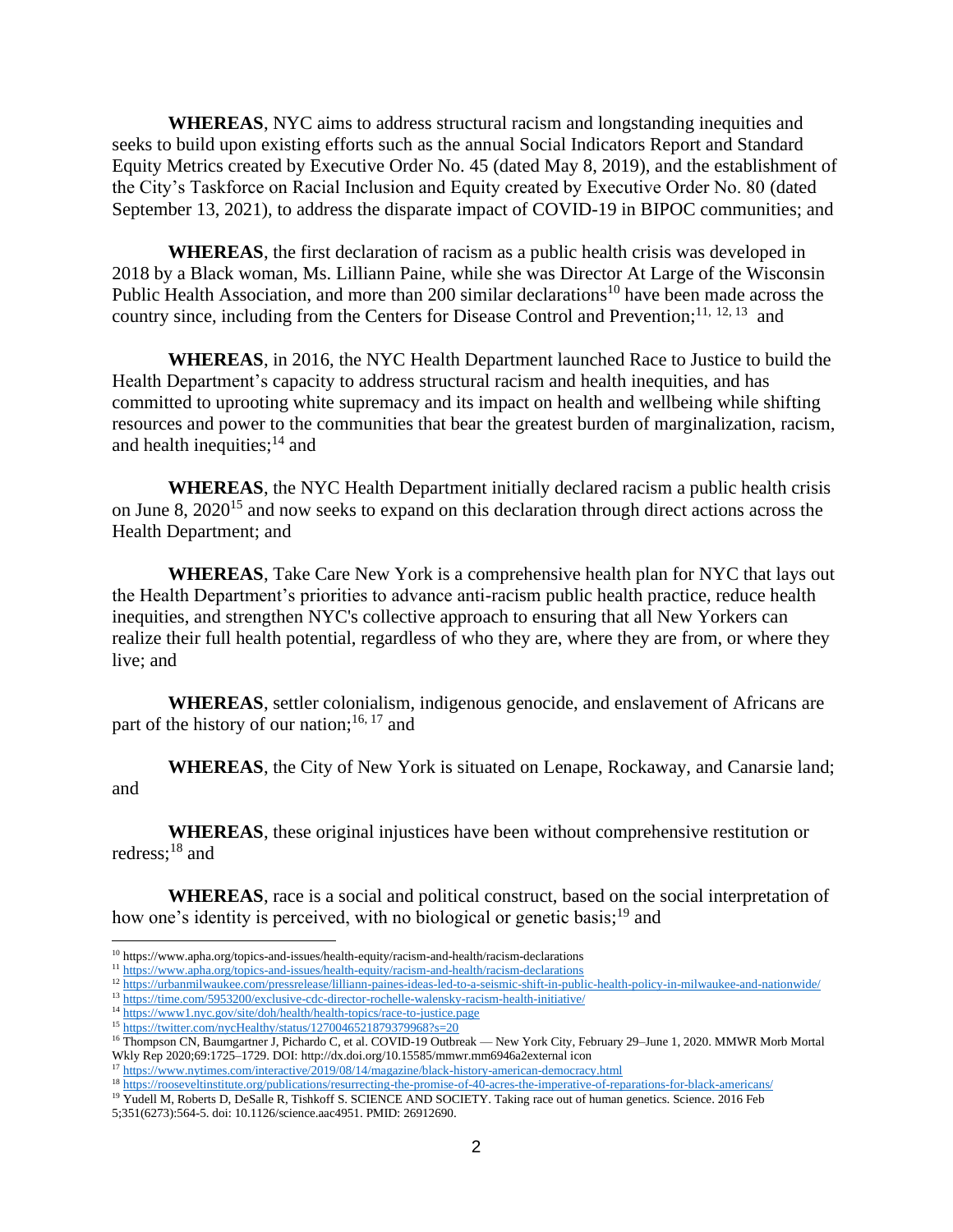**WHEREAS**, NYC aims to address structural racism and longstanding inequities and seeks to build upon existing efforts such as the annual Social Indicators Report and Standard Equity Metrics created by Executive Order No. 45 (dated May 8, 2019), and the establishment of the City's Taskforce on Racial Inclusion and Equity created by Executive Order No. 80 (dated September 13, 2021), to address the disparate impact of COVID-19 in BIPOC communities; and

**WHEREAS**, the first declaration of racism as a public health crisis was developed in 2018 by a Black woman, Ms. Lilliann Paine, while she was Director At Large of the Wisconsin Public Health Association, and more than 200 similar declarations[10] have been made across the country since, including from the Centers for Disease Control and Prevention;[11, 12, 13] and

**WHEREAS**, in 2016, the NYC Health Department launched Race to Justice to build the Health Department's capacity to address structural racism and health inequities, and has committed to uprooting white supremacy and its impact on health and wellbeing while shifting resources and power to the communities that bear the greatest burden of marginalization, racism, and health inequities;[14] and

**WHEREAS**, the NYC Health Department initially declared racism a public health crisis on June 8, 2020[15] and now seeks to expand on this declaration through direct actions across the Health Department; and

**WHEREAS**, Take Care New York is a comprehensive health plan for NYC that lays out the Health Department's priorities to advance anti-racism public health practice, reduce health inequities, and strengthen NYC's collective approach to ensuring that all New Yorkers can realize their full health potential, regardless of who they are, where they are from, or where they live; and

**WHEREAS**, settler colonialism, indigenous genocide, and enslavement of Africans are part of the history of our nation;[16, 17] and

**WHEREAS**, the City of New York is situated on Lenape, Rockaway, and Canarsie land; and

**WHEREAS**, these original injustices have been without comprehensive restitution or redress;[18] and

**WHEREAS**, race is a social and political construct, based on the social interpretation of how one's identity is perceived, with no biological or genetic basis;[19] and

---

[10] https://www.apha.org/topics-and-issues/health-equity/racism-and-health/racism-declarations

[11] https://www.apha.org/topics-and-issues/health-equity/racism-and-health/racism-declarations

[12] https://urbanmilwaukee.com/pressrelease/lilliann-paines-ideas-led-to-a-seismic-shift-in-public-health-policy-in-milwaukee-and-nationwide/

[13] https://time.com/5953200/exclusive-cdc-director-rochelle-walensky-racism-health-initiative/

[14] https://www1.nyc.gov/site/doh/health/health-topics/race-to-justice.page

[15] https://twitter.com/nycHealthy/status/1270046521879379968?s=20

[16] Thompson CN, Baumgartner J, Pichardo C, et al. COVID-19 Outbreak — New York City, February 29–June 1, 2020. MMWR Morb Mortal Wkly Rep 2020;69:1725–1729. DOI: http://dx.doi.org/10.15585/mmwr.mm6946a2external icon

[17] https://www.nytimes.com/interactive/2019/08/14/magazine/black-history-american-democracy.html

[18] https://rooseveltinstitute.org/publications/resurrecting-the-promise-of-40-acres-the-imperative-of-reparations-for-black-americans/

[19] Yudell M, Roberts D, DeSalle R, Tishkoff S. SCIENCE AND SOCIETY. Taking race out of human genetics. Science. 2016 Feb 5;351(6273):564-5. doi: 10.1126/science.aac4951. PMID: 26912690.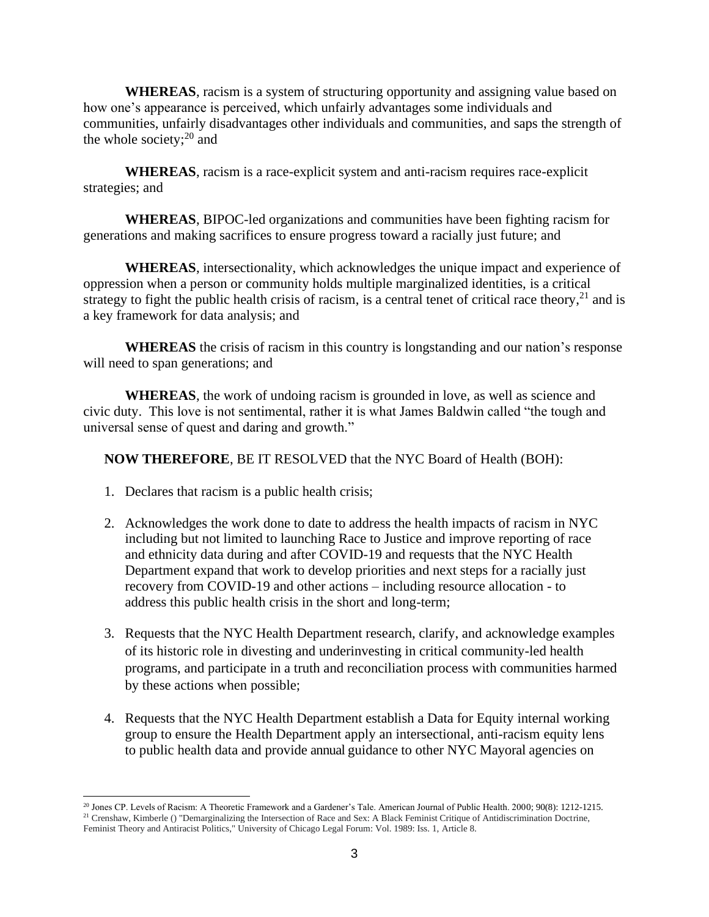**WHEREAS**, racism is a system of structuring opportunity and assigning value based on how one's appearance is perceived, which unfairly advantages some individuals and communities, unfairly disadvantages other individuals and communities, and saps the strength of the whole society;[20] and

**WHEREAS**, racism is a race-explicit system and anti-racism requires race-explicit strategies; and

**WHEREAS**, BIPOC-led organizations and communities have been fighting racism for generations and making sacrifices to ensure progress toward a racially just future; and

**WHEREAS**, intersectionality, which acknowledges the unique impact and experience of oppression when a person or community holds multiple marginalized identities, is a critical strategy to fight the public health crisis of racism, is a central tenet of critical race theory,[21] and is a key framework for data analysis; and

**WHEREAS** the crisis of racism in this country is longstanding and our nation's response will need to span generations; and

**WHEREAS**, the work of undoing racism is grounded in love, as well as science and civic duty. This love is not sentimental, rather it is what James Baldwin called "the tough and universal sense of quest and daring and growth."

**NOW THEREFORE**, BE IT RESOLVED that the NYC Board of Health (BOH):

1. Declares that racism is a public health crisis;
2. Acknowledges the work done to date to address the health impacts of racism in NYC including but not limited to launching Race to Justice and improve reporting of race and ethnicity data during and after COVID-19 and requests that the NYC Health Department expand that work to develop priorities and next steps for a racially just recovery from COVID-19 and other actions – including resource allocation - to address this public health crisis in the short and long-term;
3. Requests that the NYC Health Department research, clarify, and acknowledge examples of its historic role in divesting and underinvesting in critical community-led health programs, and participate in a truth and reconciliation process with communities harmed by these actions when possible;
4. Requests that the NYC Health Department establish a Data for Equity internal working group to ensure the Health Department apply an intersectional, anti-racism equity lens to public health data and provide annual guidance to other NYC Mayoral agencies on

---

[20] Jones CP. Levels of Racism: A Theoretic Framework and a Gardener's Tale. American Journal of Public Health. 2000; 90(8): 1212-1215.

[21] Crenshaw, Kimberle () "Demarginalizing the Intersection of Race and Sex: A Black Feminist Critique of Antidiscrimination Doctrine, Feminist Theory and Antiracist Politics," University of Chicago Legal Forum: Vol. 1989: Iss. 1, Article 8.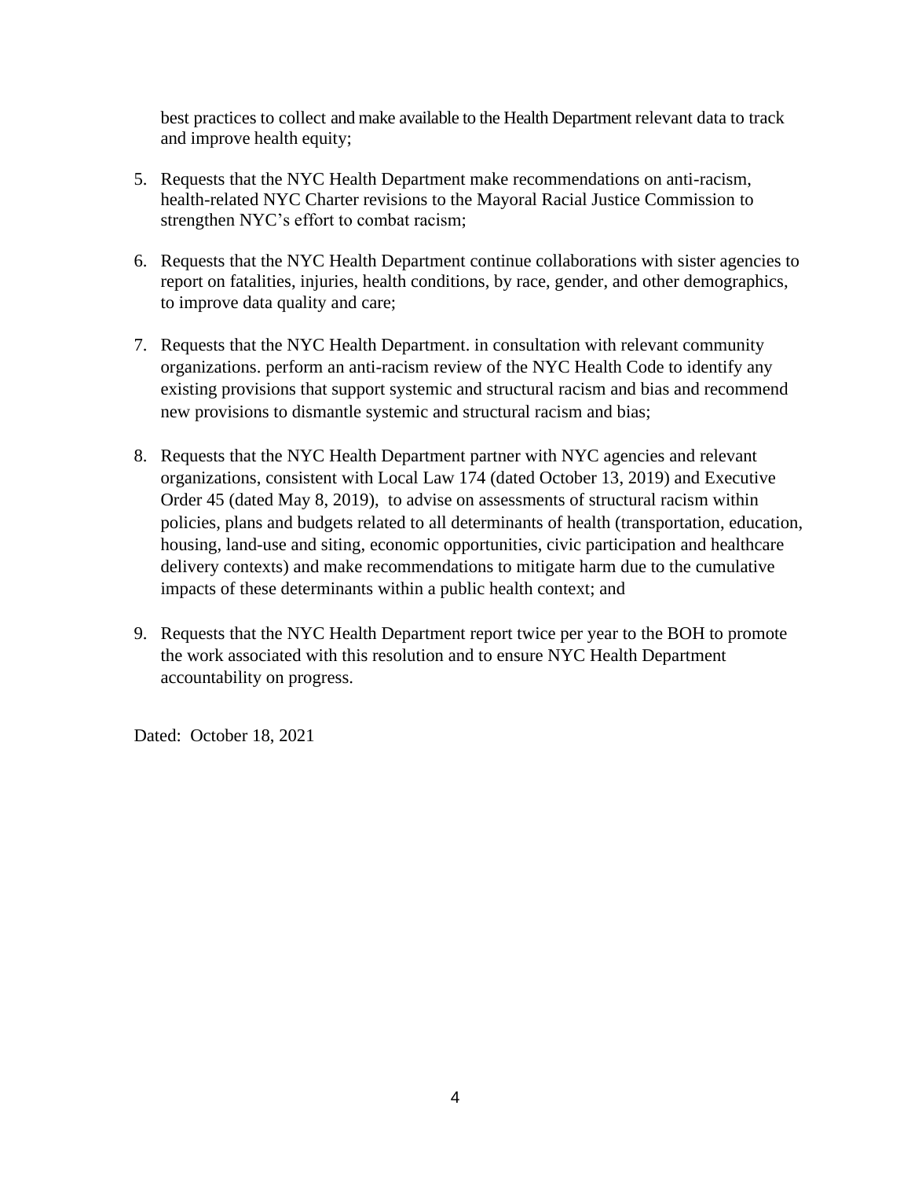best practices to collect and make available to the Health Department relevant data to track and improve health equity;

5. Requests that the NYC Health Department make recommendations on anti-racism, health-related NYC Charter revisions to the Mayoral Racial Justice Commission to strengthen NYC's effort to combat racism;

6. Requests that the NYC Health Department continue collaborations with sister agencies to report on fatalities, injuries, health conditions, by race, gender, and other demographics, to improve data quality and care;

7. Requests that the NYC Health Department. in consultation with relevant community organizations. perform an anti-racism review of the NYC Health Code to identify any existing provisions that support systemic and structural racism and bias and recommend new provisions to dismantle systemic and structural racism and bias;

8. Requests that the NYC Health Department partner with NYC agencies and relevant organizations, consistent with Local Law 174 (dated October 13, 2019) and Executive Order 45 (dated May 8, 2019), to advise on assessments of structural racism within policies, plans and budgets related to all determinants of health (transportation, education, housing, land-use and siting, economic opportunities, civic participation and healthcare delivery contexts) and make recommendations to mitigate harm due to the cumulative impacts of these determinants within a public health context; and

9. Requests that the NYC Health Department report twice per year to the BOH to promote the work associated with this resolution and to ensure NYC Health Department accountability on progress.

Dated: October 18, 2021